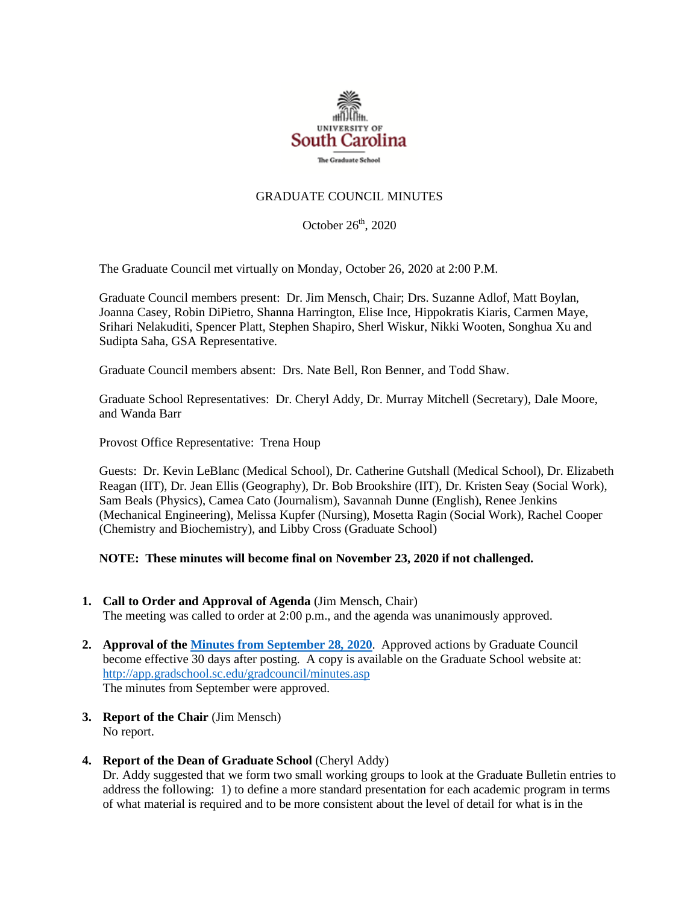UNIVERSITY OF
South Carolina
The Graduate School

GRADUATE COUNCIL MINUTES

October 26th, 2020

The Graduate Council met virtually on Monday, October 26, 2020 at 2:00 P.M.

Graduate Council members present: Dr. Jim Mensch, Chair; Drs. Suzanne Adlof, Matt Boylan, Joanna Casey, Robin DiPietro, Shanna Harrington, Elise Ince, Hippokratis Kiaris, Carmen Maye, Srihari Nelakuditi, Spencer Platt, Stephen Shapiro, Sherl Wiskur, Nikki Wooten, Songhua Xu and Sudipta Saha, GSA Representative.

Graduate Council members absent: Drs. Nate Bell, Ron Benner, and Todd Shaw.

Graduate School Representatives: Dr. Cheryl Addy, Dr. Murray Mitchell (Secretary), Dale Moore, and Wanda Barr

Provost Office Representative: Trena Houp

Guests: Dr. Kevin LeBlanc (Medical School), Dr. Catherine Gutshall (Medical School), Dr. Elizabeth Reagan (IIT), Dr. Jean Ellis (Geography), Dr. Bob Brookshire (IIT), Dr. Kristen Seay (Social Work), Sam Beals (Physics), Camea Cato (Journalism), Savannah Dunne (English), Renee Jenkins (Mechanical Engineering), Melissa Kupfer (Nursing), Mosetta Ragin (Social Work), Rachel Cooper (Chemistry and Biochemistry), and Libby Cross (Graduate School)

**NOTE: These minutes will become final on November 23, 2020 if not challenged.**

1. **Call to Order and Approval of Agenda** (Jim Mensch, Chair)
   The meeting was called to order at 2:00 p.m., and the agenda was unanimously approved.

2. **Approval of the [Minutes from September 28, 2020](http://app.gradschool.sc.edu/gradcouncil/minutes.asp)**. Approved actions by Graduate Council become effective 30 days after posting. A copy is available on the Graduate School website at: http://app.gradschool.sc.edu/gradcouncil/minutes.asp
   The minutes from September were approved.

3. **Report of the Chair** (Jim Mensch)
   No report.

4. **Report of the Dean of Graduate School** (Cheryl Addy)
   Dr. Addy suggested that we form two small working groups to look at the Graduate Bulletin entries to address the following: 1) to define a more standard presentation for each academic program in terms of what material is required and to be more consistent about the level of detail for what is in the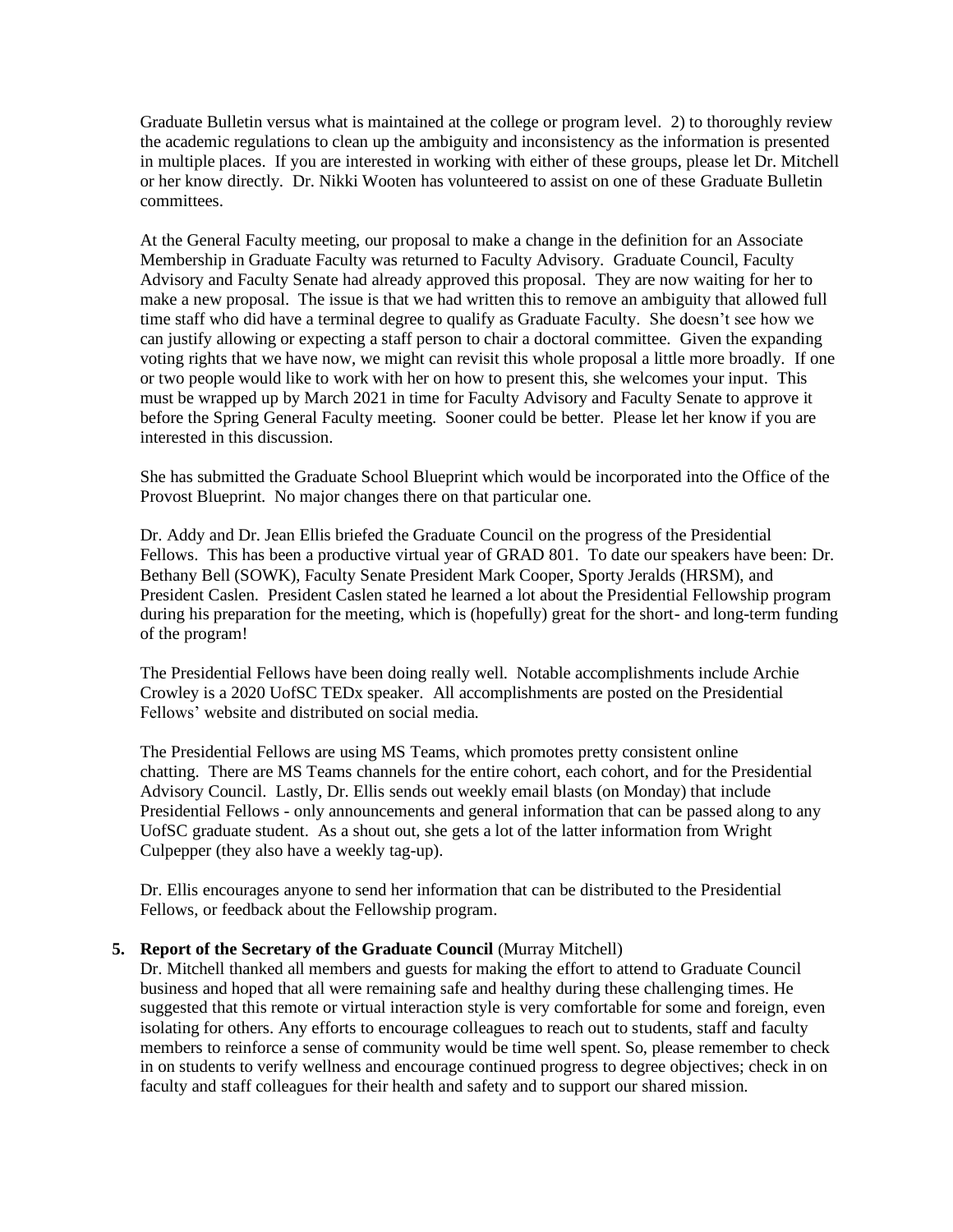Graduate Bulletin versus what is maintained at the college or program level. 2) to thoroughly review the academic regulations to clean up the ambiguity and inconsistency as the information is presented in multiple places. If you are interested in working with either of these groups, please let Dr. Mitchell or her know directly. Dr. Nikki Wooten has volunteered to assist on one of these Graduate Bulletin committees.

At the General Faculty meeting, our proposal to make a change in the definition for an Associate Membership in Graduate Faculty was returned to Faculty Advisory. Graduate Council, Faculty Advisory and Faculty Senate had already approved this proposal. They are now waiting for her to make a new proposal. The issue is that we had written this to remove an ambiguity that allowed full time staff who did have a terminal degree to qualify as Graduate Faculty. She doesn't see how we can justify allowing or expecting a staff person to chair a doctoral committee. Given the expanding voting rights that we have now, we might can revisit this whole proposal a little more broadly. If one or two people would like to work with her on how to present this, she welcomes your input. This must be wrapped up by March 2021 in time for Faculty Advisory and Faculty Senate to approve it before the Spring General Faculty meeting. Sooner could be better. Please let her know if you are interested in this discussion.

She has submitted the Graduate School Blueprint which would be incorporated into the Office of the Provost Blueprint. No major changes there on that particular one.

Dr. Addy and Dr. Jean Ellis briefed the Graduate Council on the progress of the Presidential Fellows. This has been a productive virtual year of GRAD 801. To date our speakers have been: Dr. Bethany Bell (SOWK), Faculty Senate President Mark Cooper, Sporty Jeralds (HRSM), and President Caslen. President Caslen stated he learned a lot about the Presidential Fellowship program during his preparation for the meeting, which is (hopefully) great for the short- and long-term funding of the program!

The Presidential Fellows have been doing really well. Notable accomplishments include Archie Crowley is a 2020 UofSC TEDx speaker. All accomplishments are posted on the Presidential Fellows' website and distributed on social media.

The Presidential Fellows are using MS Teams, which promotes pretty consistent online chatting. There are MS Teams channels for the entire cohort, each cohort, and for the Presidential Advisory Council. Lastly, Dr. Ellis sends out weekly email blasts (on Monday) that include Presidential Fellows - only announcements and general information that can be passed along to any UofSC graduate student. As a shout out, she gets a lot of the latter information from Wright Culpepper (they also have a weekly tag-up).

Dr. Ellis encourages anyone to send her information that can be distributed to the Presidential Fellows, or feedback about the Fellowship program.

5. **Report of the Secretary of the Graduate Council** (Murray Mitchell)
   Dr. Mitchell thanked all members and guests for making the effort to attend to Graduate Council business and hoped that all were remaining safe and healthy during these challenging times. He suggested that this remote or virtual interaction style is very comfortable for some and foreign, even isolating for others. Any efforts to encourage colleagues to reach out to students, staff and faculty members to reinforce a sense of community would be time well spent. So, please remember to check in on students to verify wellness and encourage continued progress to degree objectives; check in on faculty and staff colleagues for their health and safety and to support our shared mission.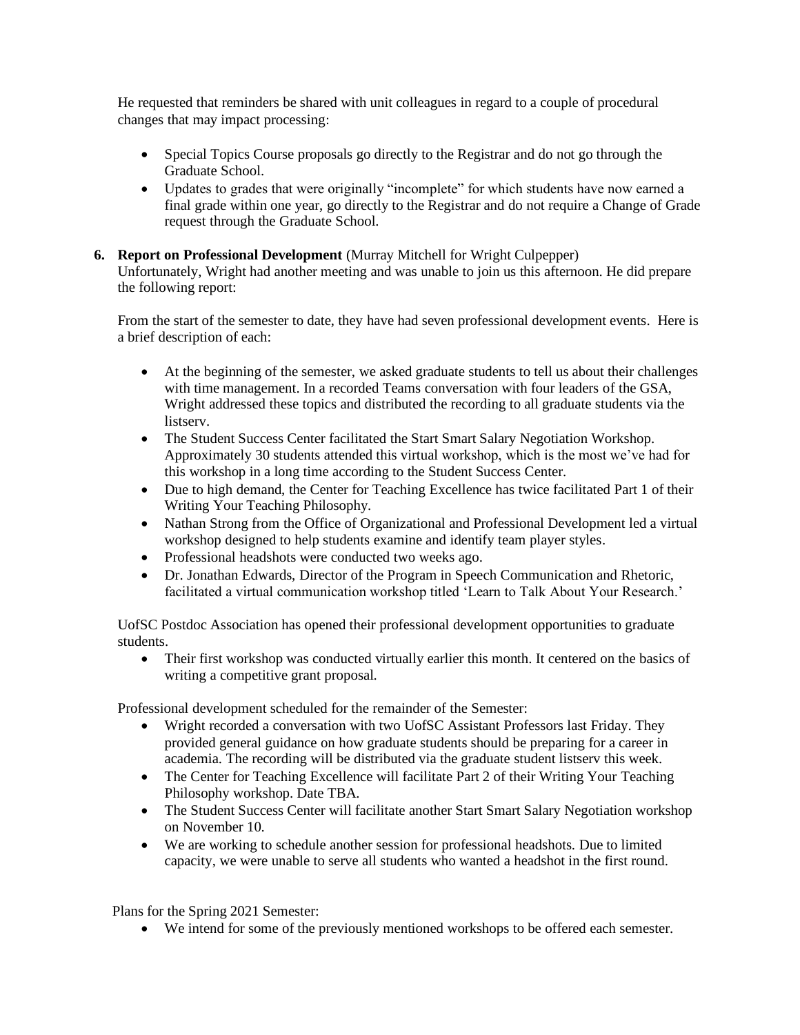He requested that reminders be shared with unit colleagues in regard to a couple of procedural changes that may impact processing:

- Special Topics Course proposals go directly to the Registrar and do not go through the Graduate School.
- Updates to grades that were originally "incomplete" for which students have now earned a final grade within one year, go directly to the Registrar and do not require a Change of Grade request through the Graduate School.

6. **Report on Professional Development** (Murray Mitchell for Wright Culpepper)
Unfortunately, Wright had another meeting and was unable to join us this afternoon. He did prepare the following report:

From the start of the semester to date, they have had seven professional development events. Here is a brief description of each:

- At the beginning of the semester, we asked graduate students to tell us about their challenges with time management. In a recorded Teams conversation with four leaders of the GSA, Wright addressed these topics and distributed the recording to all graduate students via the listserv.
- The Student Success Center facilitated the Start Smart Salary Negotiation Workshop. Approximately 30 students attended this virtual workshop, which is the most we've had for this workshop in a long time according to the Student Success Center.
- Due to high demand, the Center for Teaching Excellence has twice facilitated Part 1 of their Writing Your Teaching Philosophy.
- Nathan Strong from the Office of Organizational and Professional Development led a virtual workshop designed to help students examine and identify team player styles.
- Professional headshots were conducted two weeks ago.
- Dr. Jonathan Edwards, Director of the Program in Speech Communication and Rhetoric, facilitated a virtual communication workshop titled 'Learn to Talk About Your Research.'

UofSC Postdoc Association has opened their professional development opportunities to graduate students.

- Their first workshop was conducted virtually earlier this month. It centered on the basics of writing a competitive grant proposal.

Professional development scheduled for the remainder of the Semester:

- Wright recorded a conversation with two UofSC Assistant Professors last Friday. They provided general guidance on how graduate students should be preparing for a career in academia. The recording will be distributed via the graduate student listserv this week.
- The Center for Teaching Excellence will facilitate Part 2 of their Writing Your Teaching Philosophy workshop. Date TBA.
- The Student Success Center will facilitate another Start Smart Salary Negotiation workshop on November 10.
- We are working to schedule another session for professional headshots. Due to limited capacity, we were unable to serve all students who wanted a headshot in the first round.

Plans for the Spring 2021 Semester:

- We intend for some of the previously mentioned workshops to be offered each semester.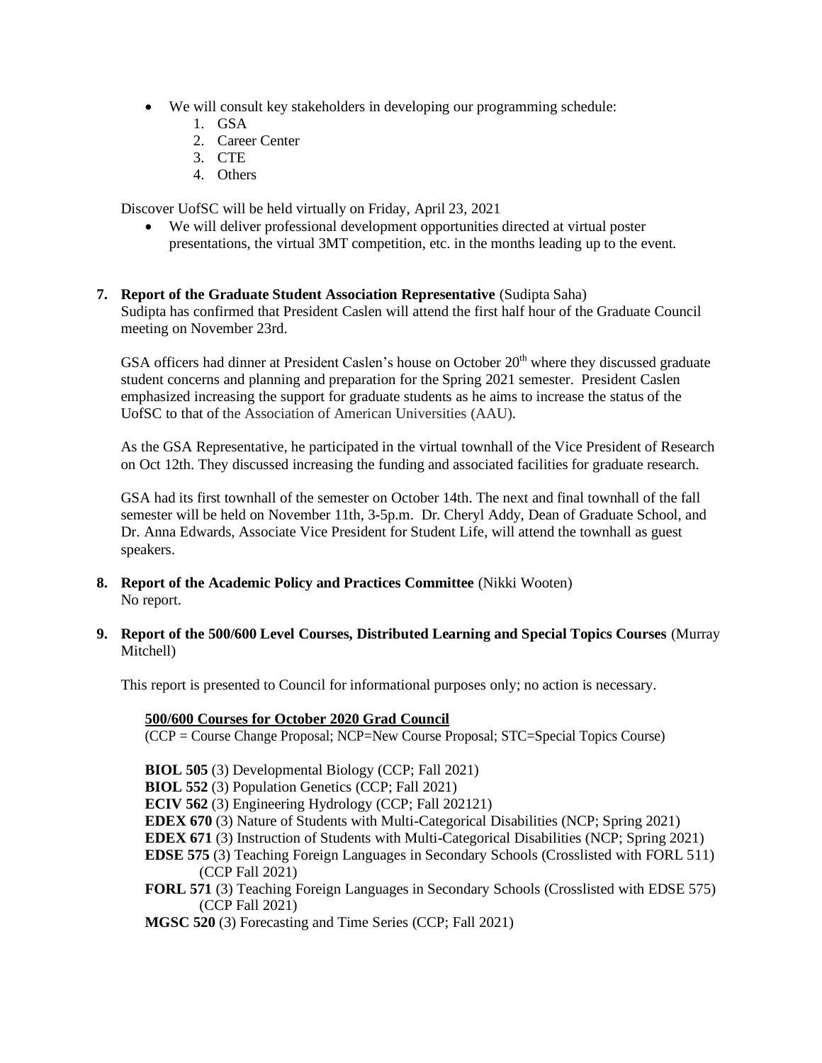- We will consult key stakeholders in developing our programming schedule:
    1. GSA
    2. Career Center
    3. CTE
    4. Others

Discover UofSC will be held virtually on Friday, April 23, 2021

- We will deliver professional development opportunities directed at virtual poster presentations, the virtual 3MT competition, etc. in the months leading up to the event.

**7. Report of the Graduate Student Association Representative** (Sudipta Saha)

Sudipta has confirmed that President Caslen will attend the first half hour of the Graduate Council meeting on November 23rd.

GSA officers had dinner at President Caslen's house on October 20th where they discussed graduate student concerns and planning and preparation for the Spring 2021 semester. President Caslen emphasized increasing the support for graduate students as he aims to increase the status of the UofSC to that of the Association of American Universities (AAU).

As the GSA Representative, he participated in the virtual townhall of the Vice President of Research on Oct 12th. They discussed increasing the funding and associated facilities for graduate research.

GSA had its first townhall of the semester on October 14th. The next and final townhall of the fall semester will be held on November 11th, 3-5p.m. Dr. Cheryl Addy, Dean of Graduate School, and Dr. Anna Edwards, Associate Vice President for Student Life, will attend the townhall as guest speakers.

**8. Report of the Academic Policy and Practices Committee** (Nikki Wooten)

No report.

**9. Report of the 500/600 Level Courses, Distributed Learning and Special Topics Courses** (Murray Mitchell)

This report is presented to Council for informational purposes only; no action is necessary.

**500/600 Courses for October 2020 Grad Council**

(CCP = Course Change Proposal; NCP=New Course Proposal; STC=Special Topics Course)

**BIOL 505** (3) Developmental Biology (CCP; Fall 2021)
**BIOL 552** (3) Population Genetics (CCP; Fall 2021)
**ECIV 562** (3) Engineering Hydrology (CCP; Fall 202121)
**EDEX 670** (3) Nature of Students with Multi-Categorical Disabilities (NCP; Spring 2021)
**EDEX 671** (3) Instruction of Students with Multi-Categorical Disabilities (NCP; Spring 2021)
**EDSE 575** (3) Teaching Foreign Languages in Secondary Schools (Crosslisted with FORL 511) (CCP Fall 2021)
**FORL 571** (3) Teaching Foreign Languages in Secondary Schools (Crosslisted with EDSE 575) (CCP Fall 2021)
**MGSC 520** (3) Forecasting and Time Series (CCP; Fall 2021)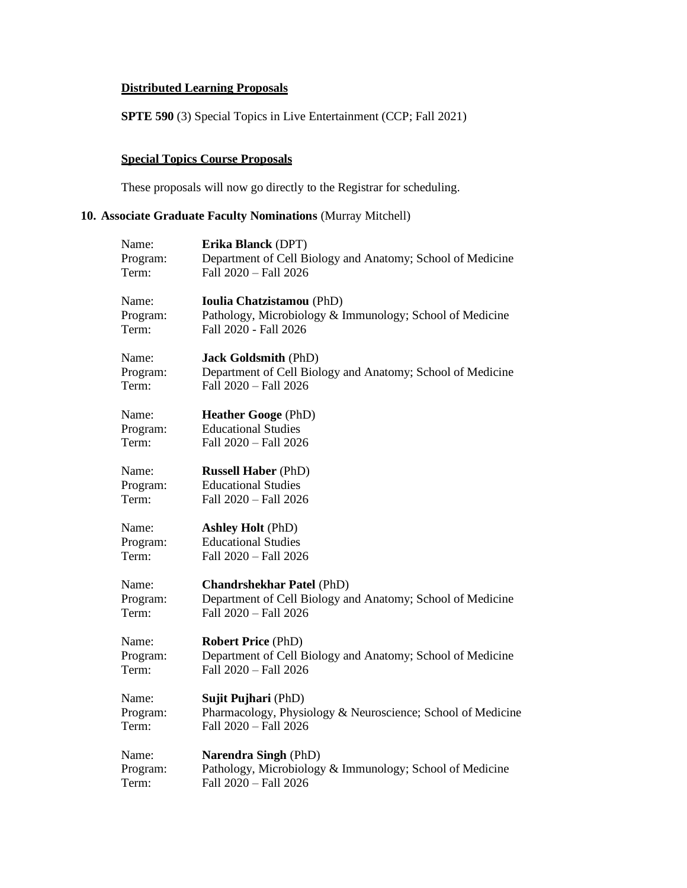**Distributed Learning Proposals**

**SPTE 590** (3) Special Topics in Live Entertainment (CCP; Fall 2021)

**Special Topics Course Proposals**

These proposals will now go directly to the Registrar for scheduling.

**10. Associate Graduate Faculty Nominations** (Murray Mitchell)

Name: **Erika Blanck** (DPT)
Program: Department of Cell Biology and Anatomy; School of Medicine
Term: Fall 2020 – Fall 2026

Name: **Ioulia Chatzistamou** (PhD)
Program: Pathology, Microbiology & Immunology; School of Medicine
Term: Fall 2020 - Fall 2026

Name: **Jack Goldsmith** (PhD)
Program: Department of Cell Biology and Anatomy; School of Medicine
Term: Fall 2020 – Fall 2026

Name: **Heather Googe** (PhD)
Program: Educational Studies
Term: Fall 2020 – Fall 2026

Name: **Russell Haber** (PhD)
Program: Educational Studies
Term: Fall 2020 – Fall 2026

Name: **Ashley Holt** (PhD)
Program: Educational Studies
Term: Fall 2020 – Fall 2026

Name: **Chandrshekhar Patel** (PhD)
Program: Department of Cell Biology and Anatomy; School of Medicine
Term: Fall 2020 – Fall 2026

Name: **Robert Price** (PhD)
Program: Department of Cell Biology and Anatomy; School of Medicine
Term: Fall 2020 – Fall 2026

Name: **Sujit Pujhari** (PhD)
Program: Pharmacology, Physiology & Neuroscience; School of Medicine
Term: Fall 2020 – Fall 2026

Name: **Narendra Singh** (PhD)
Program: Pathology, Microbiology & Immunology; School of Medicine
Term: Fall 2020 – Fall 2026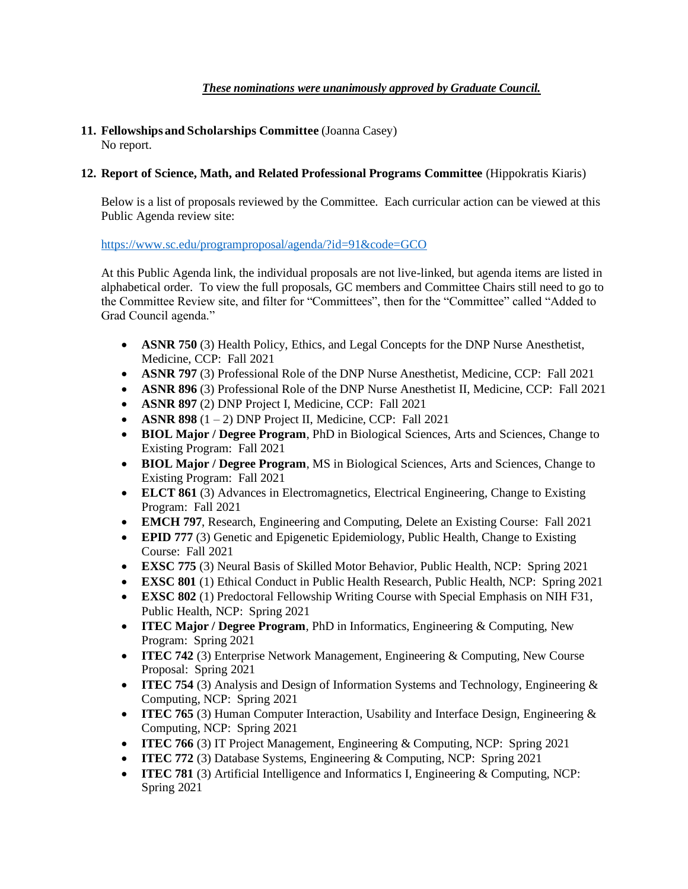***These nominations were unanimously approved by Graduate Council.***

**11. Fellowships and Scholarships Committee** (Joanna Casey)
No report.

**12. Report of Science, Math, and Related Professional Programs Committee** (Hippokratis Kiaris)

Below is a list of proposals reviewed by the Committee. Each curricular action can be viewed at this Public Agenda review site:

https://www.sc.edu/programproposal/agenda/?id=91&code=GCO

At this Public Agenda link, the individual proposals are not live-linked, but agenda items are listed in alphabetical order. To view the full proposals, GC members and Committee Chairs still need to go to the Committee Review site, and filter for "Committees", then for the "Committee" called "Added to Grad Council agenda."

- **ASNR 750** (3) Health Policy, Ethics, and Legal Concepts for the DNP Nurse Anesthetist, Medicine, CCP: Fall 2021
- **ASNR 797** (3) Professional Role of the DNP Nurse Anesthetist, Medicine, CCP: Fall 2021
- **ASNR 896** (3) Professional Role of the DNP Nurse Anesthetist II, Medicine, CCP: Fall 2021
- **ASNR 897** (2) DNP Project I, Medicine, CCP: Fall 2021
- **ASNR 898** (1 – 2) DNP Project II, Medicine, CCP: Fall 2021
- **BIOL Major / Degree Program**, PhD in Biological Sciences, Arts and Sciences, Change to Existing Program: Fall 2021
- **BIOL Major / Degree Program**, MS in Biological Sciences, Arts and Sciences, Change to Existing Program: Fall 2021
- **ELCT 861** (3) Advances in Electromagnetics, Electrical Engineering, Change to Existing Program: Fall 2021
- **EMCH 797**, Research, Engineering and Computing, Delete an Existing Course: Fall 2021
- **EPID 777** (3) Genetic and Epigenetic Epidemiology, Public Health, Change to Existing Course: Fall 2021
- **EXSC 775** (3) Neural Basis of Skilled Motor Behavior, Public Health, NCP: Spring 2021
- **EXSC 801** (1) Ethical Conduct in Public Health Research, Public Health, NCP: Spring 2021
- **EXSC 802** (1) Predoctoral Fellowship Writing Course with Special Emphasis on NIH F31, Public Health, NCP: Spring 2021
- **ITEC Major / Degree Program**, PhD in Informatics, Engineering & Computing, New Program: Spring 2021
- **ITEC 742** (3) Enterprise Network Management, Engineering & Computing, New Course Proposal: Spring 2021
- **ITEC 754** (3) Analysis and Design of Information Systems and Technology, Engineering & Computing, NCP: Spring 2021
- **ITEC 765** (3) Human Computer Interaction, Usability and Interface Design, Engineering & Computing, NCP: Spring 2021
- **ITEC 766** (3) IT Project Management, Engineering & Computing, NCP: Spring 2021
- **ITEC 772** (3) Database Systems, Engineering & Computing, NCP: Spring 2021
- **ITEC 781** (3) Artificial Intelligence and Informatics I, Engineering & Computing, NCP: Spring 2021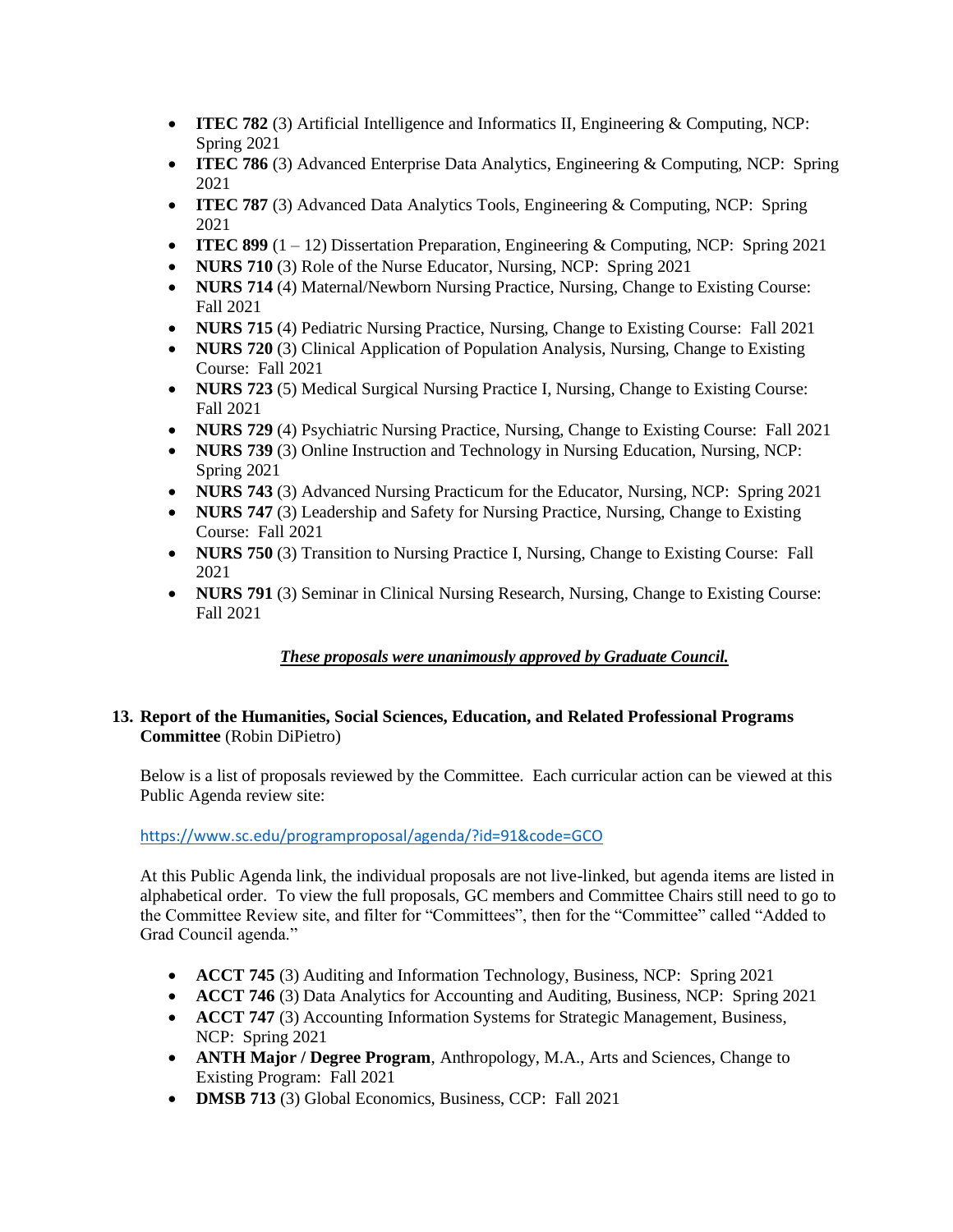- **ITEC 782** (3) Artificial Intelligence and Informatics II, Engineering & Computing, NCP: Spring 2021
- **ITEC 786** (3) Advanced Enterprise Data Analytics, Engineering & Computing, NCP: Spring 2021
- **ITEC 787** (3) Advanced Data Analytics Tools, Engineering & Computing, NCP: Spring 2021
- **ITEC 899** (1 – 12) Dissertation Preparation, Engineering & Computing, NCP: Spring 2021
- **NURS 710** (3) Role of the Nurse Educator, Nursing, NCP: Spring 2021
- **NURS 714** (4) Maternal/Newborn Nursing Practice, Nursing, Change to Existing Course: Fall 2021
- **NURS 715** (4) Pediatric Nursing Practice, Nursing, Change to Existing Course: Fall 2021
- **NURS 720** (3) Clinical Application of Population Analysis, Nursing, Change to Existing Course: Fall 2021
- **NURS 723** (5) Medical Surgical Nursing Practice I, Nursing, Change to Existing Course: Fall 2021
- **NURS 729** (4) Psychiatric Nursing Practice, Nursing, Change to Existing Course: Fall 2021
- **NURS 739** (3) Online Instruction and Technology in Nursing Education, Nursing, NCP: Spring 2021
- **NURS 743** (3) Advanced Nursing Practicum for the Educator, Nursing, NCP: Spring 2021
- **NURS 747** (3) Leadership and Safety for Nursing Practice, Nursing, Change to Existing Course: Fall 2021
- **NURS 750** (3) Transition to Nursing Practice I, Nursing, Change to Existing Course: Fall 2021
- **NURS 791** (3) Seminar in Clinical Nursing Research, Nursing, Change to Existing Course: Fall 2021

***These proposals were unanimously approved by Graduate Council.***

**13. Report of the Humanities, Social Sciences, Education, and Related Professional Programs Committee** (Robin DiPietro)

Below is a list of proposals reviewed by the Committee. Each curricular action can be viewed at this Public Agenda review site:

https://www.sc.edu/programproposal/agenda/?id=91&code=GCO

At this Public Agenda link, the individual proposals are not live-linked, but agenda items are listed in alphabetical order. To view the full proposals, GC members and Committee Chairs still need to go to the Committee Review site, and filter for "Committees", then for the "Committee" called "Added to Grad Council agenda."

- **ACCT 745** (3) Auditing and Information Technology, Business, NCP: Spring 2021
- **ACCT 746** (3) Data Analytics for Accounting and Auditing, Business, NCP: Spring 2021
- **ACCT 747** (3) Accounting Information Systems for Strategic Management, Business, NCP: Spring 2021
- **ANTH Major / Degree Program**, Anthropology, M.A., Arts and Sciences, Change to Existing Program: Fall 2021
- **DMSB 713** (3) Global Economics, Business, CCP: Fall 2021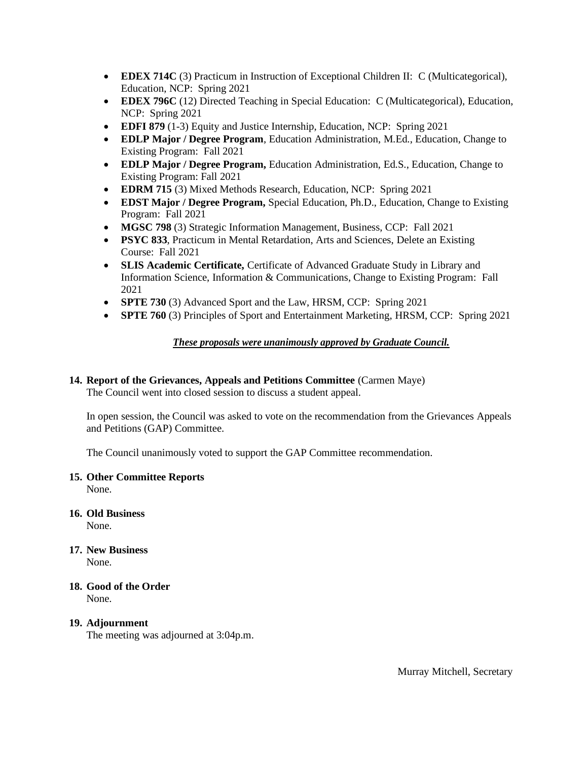- **EDEX 714C** (3) Practicum in Instruction of Exceptional Children II: C (Multicategorical), Education, NCP: Spring 2021
- **EDEX 796C** (12) Directed Teaching in Special Education: C (Multicategorical), Education, NCP: Spring 2021
- **EDFI 879** (1-3) Equity and Justice Internship, Education, NCP: Spring 2021
- **EDLP Major / Degree Program**, Education Administration, M.Ed., Education, Change to Existing Program: Fall 2021
- **EDLP Major / Degree Program,** Education Administration, Ed.S., Education, Change to Existing Program: Fall 2021
- **EDRM 715** (3) Mixed Methods Research, Education, NCP: Spring 2021
- **EDST Major / Degree Program,** Special Education, Ph.D., Education, Change to Existing Program: Fall 2021
- **MGSC 798** (3) Strategic Information Management, Business, CCP: Fall 2021
- **PSYC 833**, Practicum in Mental Retardation, Arts and Sciences, Delete an Existing Course: Fall 2021
- **SLIS Academic Certificate,** Certificate of Advanced Graduate Study in Library and Information Science, Information & Communications, Change to Existing Program: Fall 2021
- **SPTE 730** (3) Advanced Sport and the Law, HRSM, CCP: Spring 2021
- **SPTE 760** (3) Principles of Sport and Entertainment Marketing, HRSM, CCP: Spring 2021

***These proposals were unanimously approved by Graduate Council.***

**14. Report of the Grievances, Appeals and Petitions Committee** (Carmen Maye)

The Council went into closed session to discuss a student appeal.

In open session, the Council was asked to vote on the recommendation from the Grievances Appeals and Petitions (GAP) Committee.

The Council unanimously voted to support the GAP Committee recommendation.

**15. Other Committee Reports**

None.

**16. Old Business**

None.

**17. New Business**

None.

**18. Good of the Order**

None.

**19. Adjournment**

The meeting was adjourned at 3:04p.m.

Murray Mitchell, Secretary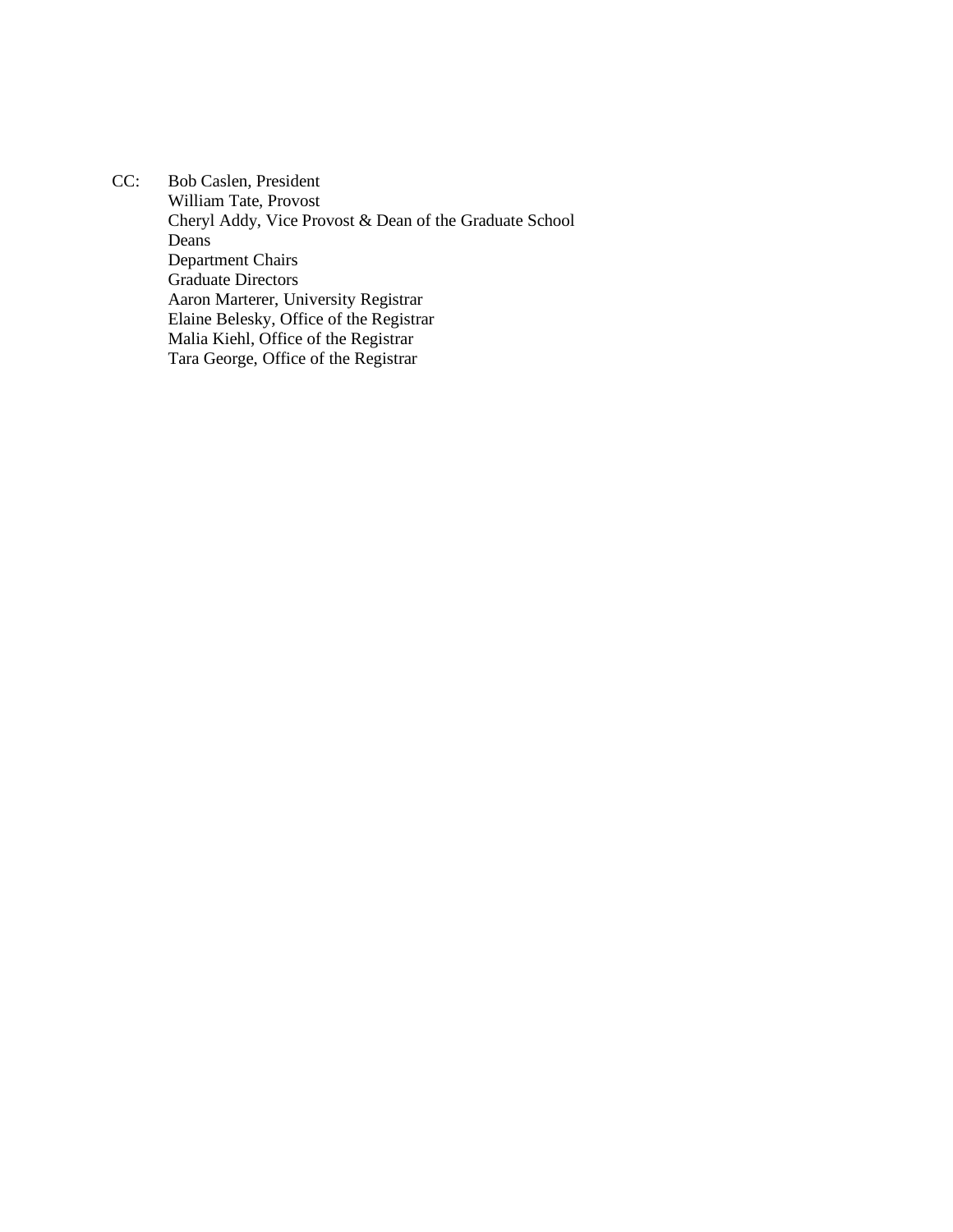CC: Bob Caslen, President
William Tate, Provost
Cheryl Addy, Vice Provost & Dean of the Graduate School
Deans
Department Chairs
Graduate Directors
Aaron Marterer, University Registrar
Elaine Belesky, Office of the Registrar
Malia Kiehl, Office of the Registrar
Tara George, Office of the Registrar